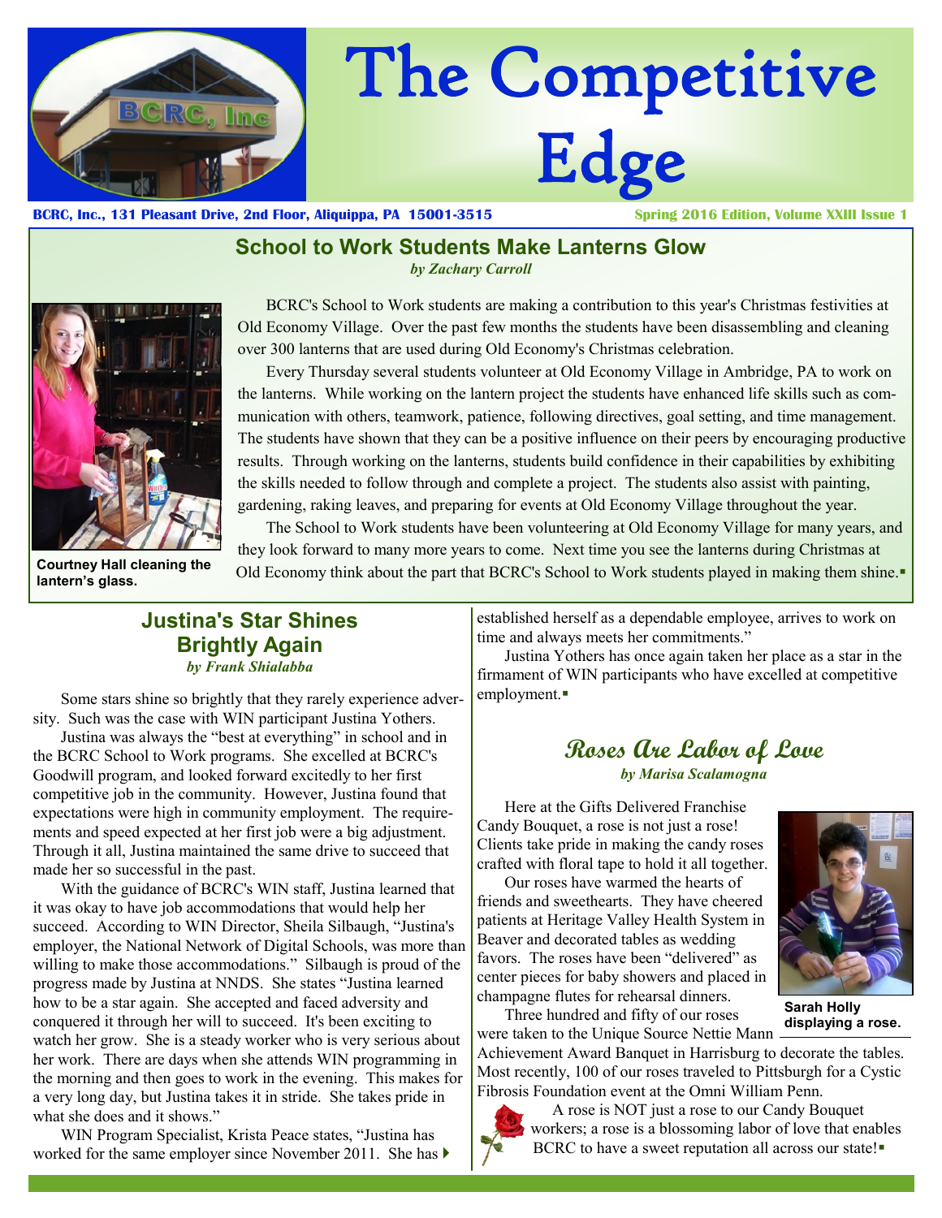# The Competitive Edge

**BCRC, Inc., 131 Pleasant Drive, 2nd Floor, Aliquippa, PA 15001-3515**

**Spring 2016 Edition, Volume XXIII Issue 1**

## School to Work Students Make Lanterns Glow

*by Zachary Carroll*

BCRC's School to Work students are making a contribution to this year's Christmas festivities at Old Economy Village. Over the past few months the students have been disassembling and cleaning over 300 lanterns that are used during Old Economy's Christmas celebration.

Every Thursday several students volunteer at Old Economy Village in Ambridge, PA to work on the lanterns. While working on the lantern project the students have enhanced life skills such as communication with others, teamwork, patience, following directives, goal setting, and time management. The students have shown that they can be a positive influence on their peers by encouraging productive results. Through working on the lanterns, students build confidence in their capabilities by exhibiting the skills needed to follow through and complete a project. The students also assist with painting, gardening, raking leaves, and preparing for events at Old Economy Village throughout the year.

The School to Work students have been volunteering at Old Economy Village for many years, and they look forward to many more years to come. Next time you see the lanterns during Christmas at Old Economy think about the part that BCRC's School to Work students played in making them shine.▪

**Courtney Hall cleaning the lantern's glass.**

## Justina's Star Shines Brightly Again

*by Frank Shialabba*

Some stars shine so brightly that they rarely experience adversity. Such was the case with WIN participant Justina Yothers.

Justina was always the "best at everything" in school and in the BCRC School to Work programs. She excelled at BCRC's Goodwill program, and looked forward excitedly to her first competitive job in the community. However, Justina found that expectations were high in community employment. The requirements and speed expected at her first job were a big adjustment. Through it all, Justina maintained the same drive to succeed that made her so successful in the past.

With the guidance of BCRC's WIN staff, Justina learned that it was okay to have job accommodations that would help her succeed. According to WIN Director, Sheila Silbaugh, "Justina's employer, the National Network of Digital Schools, was more than willing to make those accommodations." Silbaugh is proud of the progress made by Justina at NNDS. She states "Justina learned how to be a star again. She accepted and faced adversity and conquered it through her will to succeed. It's been exciting to watch her grow. She is a steady worker who is very serious about her work. There are days when she attends WIN programming in the morning and then goes to work in the evening. This makes for a very long day, but Justina takes it in stride. She takes pride in what she does and it shows."

WIN Program Specialist, Krista Peace states, "Justina has worked for the same employer since November 2011. She has established herself as a dependable employee, arrives to work on time and always meets her commitments."

Justina Yothers has once again taken her place as a star in the firmament of WIN participants who have excelled at competitive employment.▪

## Roses Are Labor of Love

*by Marisa Scalamogna*

Here at the Gifts Delivered Franchise Candy Bouquet, a rose is not just a rose! Clients take pride in making the candy roses crafted with floral tape to hold it all together.

Our roses have warmed the hearts of friends and sweethearts. They have cheered patients at Heritage Valley Health System in Beaver and decorated tables as wedding favors. The roses have been "delivered" as center pieces for baby showers and placed in champagne flutes for rehearsal dinners.

Three hundred and fifty of our roses were taken to the Unique Source Nettie Mann Achievement Award Banquet in Harrisburg to decorate the tables. Most recently, 100 of our roses traveled to Pittsburgh for a Cystic Fibrosis Foundation event at the Omni William Penn.

**Sarah Holly displaying a rose.**

A rose is NOT just a rose to our Candy Bouquet workers; a rose is a blossoming labor of love that enables BCRC to have a sweet reputation all across our state!▪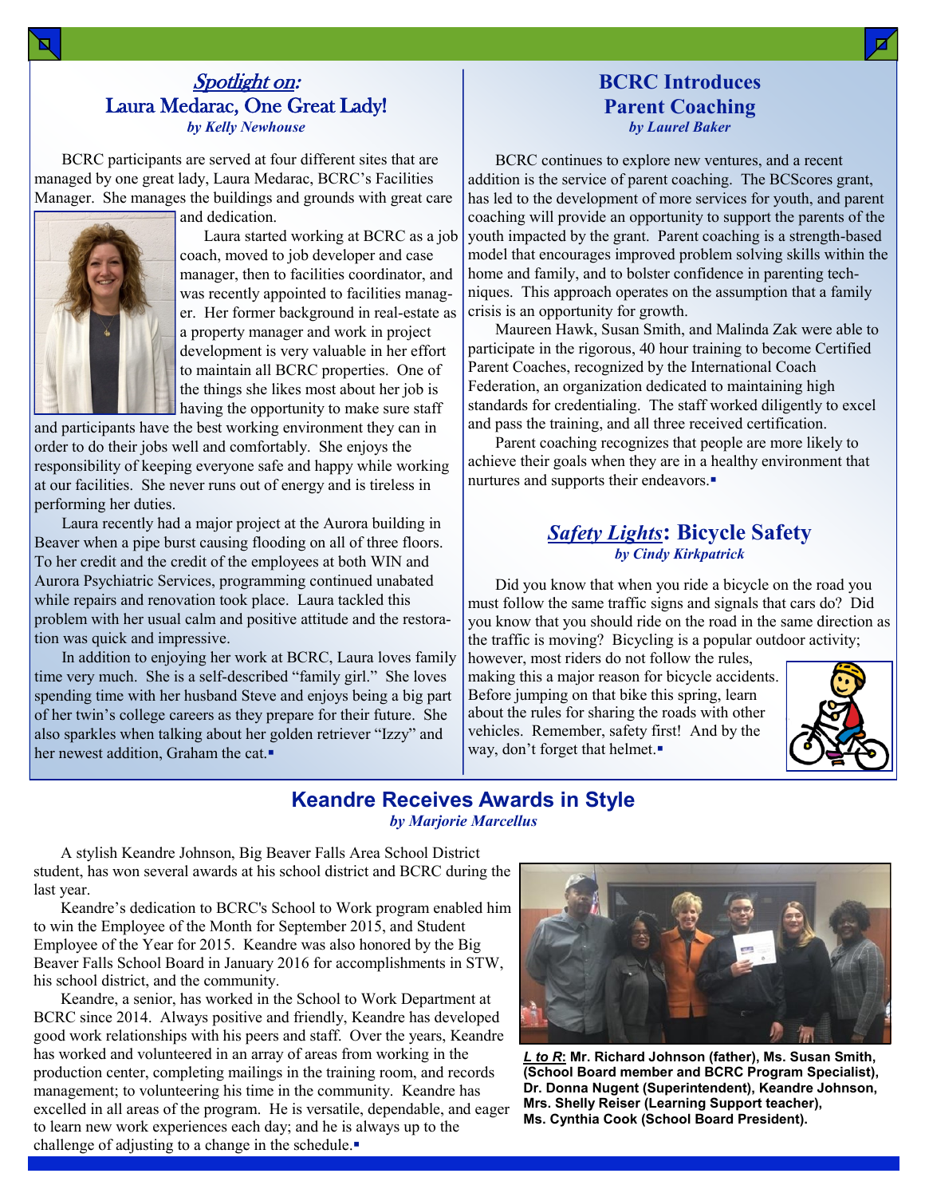## *Spotlight on:* Laura Medarac, One Great Lady!

***by Kelly Newhouse***

BCRC participants are served at four different sites that are managed by one great lady, Laura Medarac, BCRC's Facilities Manager. She manages the buildings and grounds with great care and dedication.

Laura started working at BCRC as a job coach, moved to job developer and case manager, then to facilities coordinator, and was recently appointed to facilities manager. Her former background in real-estate as a property manager and work in project development is very valuable in her effort to maintain all BCRC properties. One of the things she likes most about her job is having the opportunity to make sure staff and participants have the best working environment they can in order to do their jobs well and comfortably. She enjoys the responsibility of keeping everyone safe and happy while working at our facilities. She never runs out of energy and is tireless in performing her duties.

Laura recently had a major project at the Aurora building in Beaver when a pipe burst causing flooding on all of three floors. To her credit and the credit of the employees at both WIN and Aurora Psychiatric Services, programming continued unabated while repairs and renovation took place. Laura tackled this problem with her usual calm and positive attitude and the restoration was quick and impressive.

In addition to enjoying her work at BCRC, Laura loves family time very much. She is a self-described "family girl." She loves spending time with her husband Steve and enjoys being a big part of her twin's college careers as they prepare for their future. She also sparkles when talking about her golden retriever "Izzy" and her newest addition, Graham the cat.▪

## BCRC Introduces Parent Coaching

***by Laurel Baker***

BCRC continues to explore new ventures, and a recent addition is the service of parent coaching. The BCScores grant, has led to the development of more services for youth, and parent coaching will provide an opportunity to support the parents of the youth impacted by the grant. Parent coaching is a strength-based model that encourages improved problem solving skills within the home and family, and to bolster confidence in parenting techniques. This approach operates on the assumption that a family crisis is an opportunity for growth.

Maureen Hawk, Susan Smith, and Malinda Zak were able to participate in the rigorous, 40 hour training to become Certified Parent Coaches, recognized by the International Coach Federation, an organization dedicated to maintaining high standards for credentialing. The staff worked diligently to excel and pass the training, and all three received certification.

Parent coaching recognizes that people are more likely to achieve their goals when they are in a healthy environment that nurtures and supports their endeavors.▪

## *Safety Lights*: Bicycle Safety

***by Cindy Kirkpatrick***

Did you know that when you ride a bicycle on the road you must follow the same traffic signs and signals that cars do? Did you know that you should ride on the road in the same direction as the traffic is moving? Bicycling is a popular outdoor activity; however, most riders do not follow the rules, making this a major reason for bicycle accidents. Before jumping on that bike this spring, learn about the rules for sharing the roads with other vehicles. Remember, safety first! And by the way, don't forget that helmet.▪

## Keandre Receives Awards in Style

***by Marjorie Marcellus***

A stylish Keandre Johnson, Big Beaver Falls Area School District student, has won several awards at his school district and BCRC during the last year.

Keandre's dedication to BCRC's School to Work program enabled him to win the Employee of the Month for September 2015, and Student Employee of the Year for 2015. Keandre was also honored by the Big Beaver Falls School Board in January 2016 for accomplishments in STW, his school district, and the community.

Keandre, a senior, has worked in the School to Work Department at BCRC since 2014. Always positive and friendly, Keandre has developed good work relationships with his peers and staff. Over the years, Keandre has worked and volunteered in an array of areas from working in the production center, completing mailings in the training room, and records management; to volunteering his time in the community. Keandre has excelled in all areas of the program. He is versatile, dependable, and eager to learn new work experiences each day; and he is always up to the challenge of adjusting to a change in the schedule.▪

***L to R*: Mr. Richard Johnson (father), Ms. Susan Smith, (School Board member and BCRC Program Specialist), Dr. Donna Nugent (Superintendent), Keandre Johnson, Mrs. Shelly Reiser (Learning Support teacher), Ms. Cynthia Cook (School Board President).**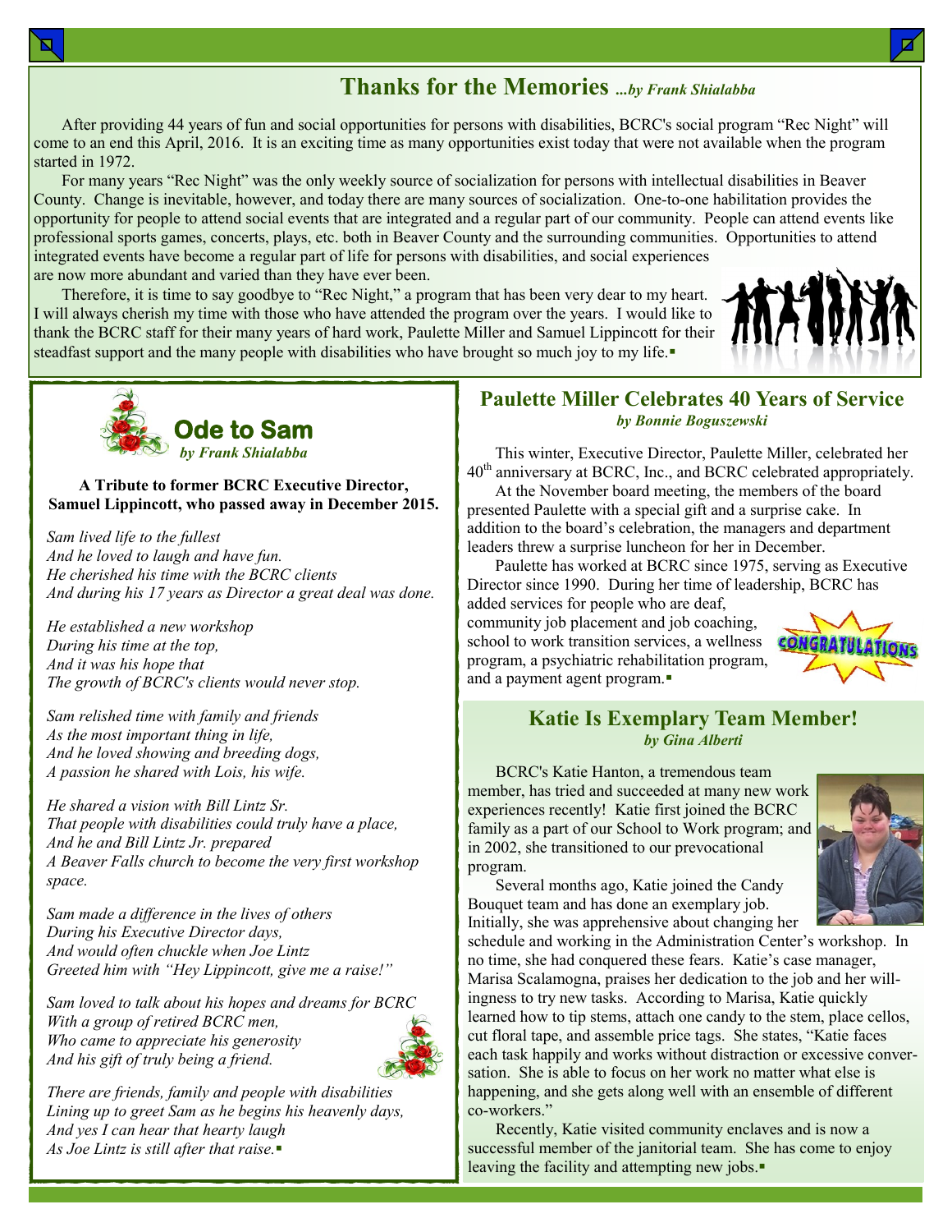# Thanks for the Memories *...by Frank Shialabba*

After providing 44 years of fun and social opportunities for persons with disabilities, BCRC's social program "Rec Night" will come to an end this April, 2016. It is an exciting time as many opportunities exist today that were not available when the program started in 1972.

For many years "Rec Night" was the only weekly source of socialization for persons with intellectual disabilities in Beaver County. Change is inevitable, however, and today there are many sources of socialization. One-to-one habilitation provides the opportunity for people to attend social events that are integrated and a regular part of our community. People can attend events like professional sports games, concerts, plays, etc. both in Beaver County and the surrounding communities. Opportunities to attend integrated events have become a regular part of life for persons with disabilities, and social experiences are now more abundant and varied than they have ever been.

Therefore, it is time to say goodbye to "Rec Night," a program that has been very dear to my heart. I will always cherish my time with those who have attended the program over the years. I would like to thank the BCRC staff for their many years of hard work, Paulette Miller and Samuel Lippincott for their steadfast support and the many people with disabilities who have brought so much joy to my life.▪

## Ode to Sam

*by Frank Shialabba*

**A Tribute to former BCRC Executive Director, Samuel Lippincott, who passed away in December 2015.**

*Sam lived life to the fullest*
*And he loved to laugh and have fun.*
*He cherished his time with the BCRC clients*
*And during his 17 years as Director a great deal was done.*

*He established a new workshop*
*During his time at the top,*
*And it was his hope that*
*The growth of BCRC's clients would never stop.*

*Sam relished time with family and friends*
*As the most important thing in life,*
*And he loved showing and breeding dogs,*
*A passion he shared with Lois, his wife.*

*He shared a vision with Bill Lintz Sr.*
*That people with disabilities could truly have a place,*
*And he and Bill Lintz Jr. prepared*
*A Beaver Falls church to become the very first workshop space.*

*Sam made a difference in the lives of others*
*During his Executive Director days,*
*And would often chuckle when Joe Lintz*
*Greeted him with "Hey Lippincott, give me a raise!"*

*Sam loved to talk about his hopes and dreams for BCRC*
*With a group of retired BCRC men,*
*Who came to appreciate his generosity*
*And his gift of truly being a friend.*

*There are friends, family and people with disabilities*
*Lining up to greet Sam as he begins his heavenly days,*
*And yes I can hear that hearty laugh*
*As Joe Lintz is still after that raise.*▪

## Paulette Miller Celebrates 40 Years of Service

*by Bonnie Boguszewski*

This winter, Executive Director, Paulette Miller, celebrated her 40th anniversary at BCRC, Inc., and BCRC celebrated appropriately.

At the November board meeting, the members of the board presented Paulette with a special gift and a surprise cake. In addition to the board's celebration, the managers and department leaders threw a surprise luncheon for her in December.

Paulette has worked at BCRC since 1975, serving as Executive Director since 1990. During her time of leadership, BCRC has added services for people who are deaf, community job placement and job coaching, school to work transition services, a wellness program, a psychiatric rehabilitation program, and a payment agent program.▪

## Katie Is Exemplary Team Member!

*by Gina Alberti*

BCRC's Katie Hanton, a tremendous team member, has tried and succeeded at many new work experiences recently! Katie first joined the BCRC family as a part of our School to Work program; and in 2002, she transitioned to our prevocational program.

Several months ago, Katie joined the Candy Bouquet team and has done an exemplary job. Initially, she was apprehensive about changing her schedule and working in the Administration Center's workshop. In no time, she had conquered these fears. Katie's case manager, Marisa Scalamogna, praises her dedication to the job and her willingness to try new tasks. According to Marisa, Katie quickly learned how to tip stems, attach one candy to the stem, place cellos, cut floral tape, and assemble price tags. She states, "Katie faces each task happily and works without distraction or excessive conversation. She is able to focus on her work no matter what else is happening, and she gets along well with an ensemble of different co-workers."

Recently, Katie visited community enclaves and is now a successful member of the janitorial team. She has come to enjoy leaving the facility and attempting new jobs.▪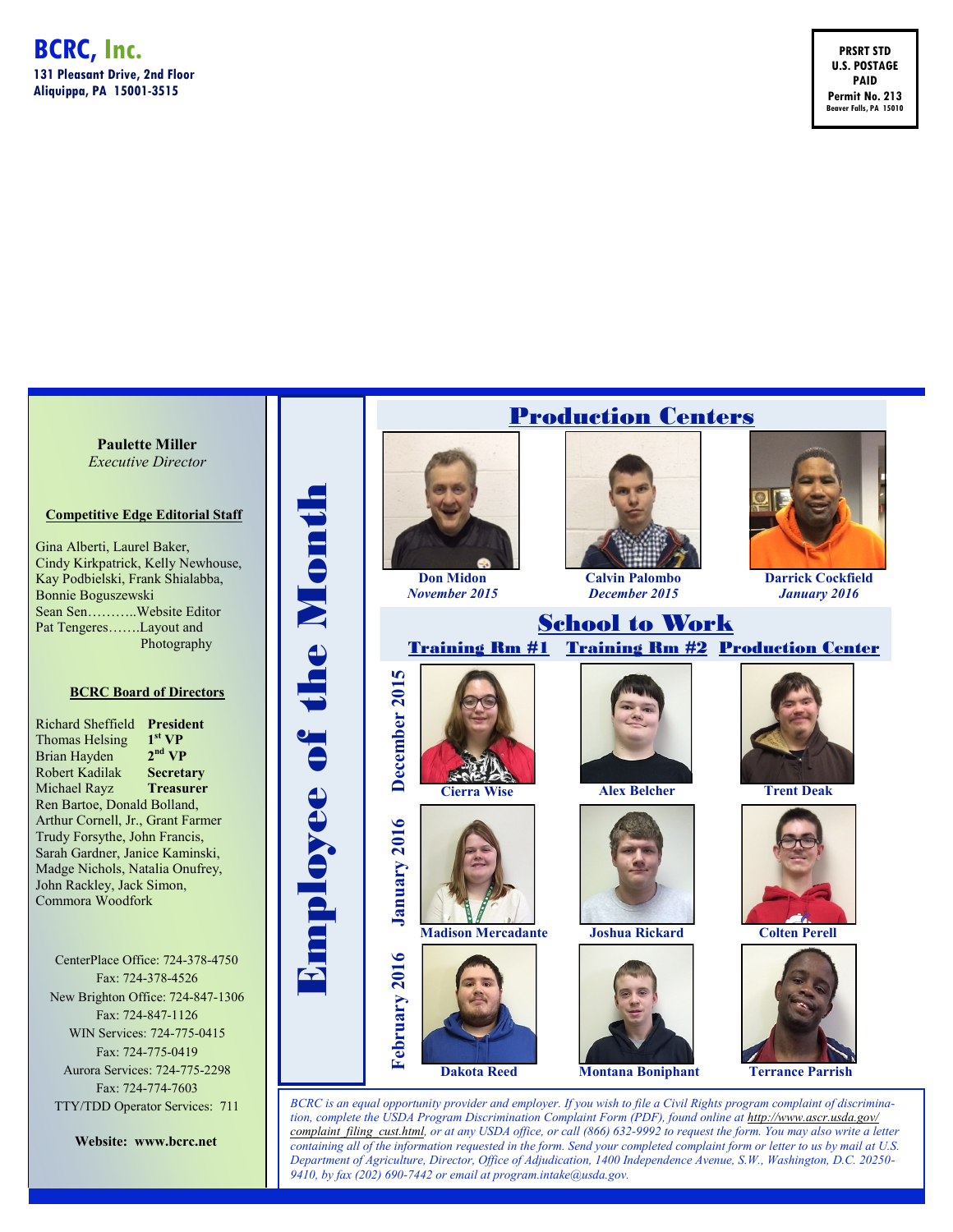**BCRC, Inc.**
**131 Pleasant Drive, 2nd Floor**
**Aliquippa, PA 15001-3515**

PRSRT STD
U.S. POSTAGE
PAID
Permit No. 213
Beaver Falls, PA 15010

**Paulette Miller**
*Executive Director*

**Competitive Edge Editorial Staff**

Gina Alberti, Laurel Baker, Cindy Kirkpatrick, Kelly Newhouse, Kay Podbielski, Frank Shialabba, Bonnie Boguszewski
Sean Sen………..Website Editor
Pat Tengeres…….Layout and Photography

**BCRC Board of Directors**

Richard Sheffield **President**
Thomas Helsing **1st VP**
Brian Hayden **2nd VP**
Robert Kadilak **Secretary**
Michael Rayz **Treasurer**
Ren Bartoe, Donald Bolland, Arthur Cornell, Jr., Grant Farmer
Trudy Forsythe, John Francis, Sarah Gardner, Janice Kaminski, Madge Nichols, Natalia Onufrey, John Rackley, Jack Simon, Commora Woodfork

CenterPlace Office: 724-378-4750
Fax: 724-378-4526
New Brighton Office: 724-847-1306
Fax: 724-847-1126
WIN Services: 724-775-0415
Fax: 724-775-0419
Aurora Services: 724-775-2298
Fax: 724-774-7603
TTY/TDD Operator Services: 711

**Website: www.bcrc.net**

# Employee of the Month

## Production Centers

**Don Midon**
*November 2015*

**Calvin Palombo**
*December 2015*

**Darrick Cockfield**
*January 2016*

## School to Work

| | Training Rm #1 | Training Rm #2 | Production Center |
|---|---|---|---|
| December 2015 | Cierra Wise | Alex Belcher | Trent Deak |
| January 2016 | Madison Mercadante | Joshua Rickard | Colten Perell |
| February 2016 | Dakota Reed | Montana Boniphant | Terrance Parrish |

*BCRC is an equal opportunity provider and employer. If you wish to file a Civil Rights program complaint of discrimination, complete the USDA Program Discrimination Complaint Form (PDF), found online at http://www.ascr.usda.gov/complaint_filing_cust.html, or at any USDA office, or call (866) 632-9992 to request the form. You may also write a letter containing all of the information requested in the form. Send your completed complaint form or letter to us by mail at U.S. Department of Agriculture, Director, Office of Adjudication, 1400 Independence Avenue, S.W., Washington, D.C. 20250-9410, by fax (202) 690-7442 or email at program.intake@usda.gov.*